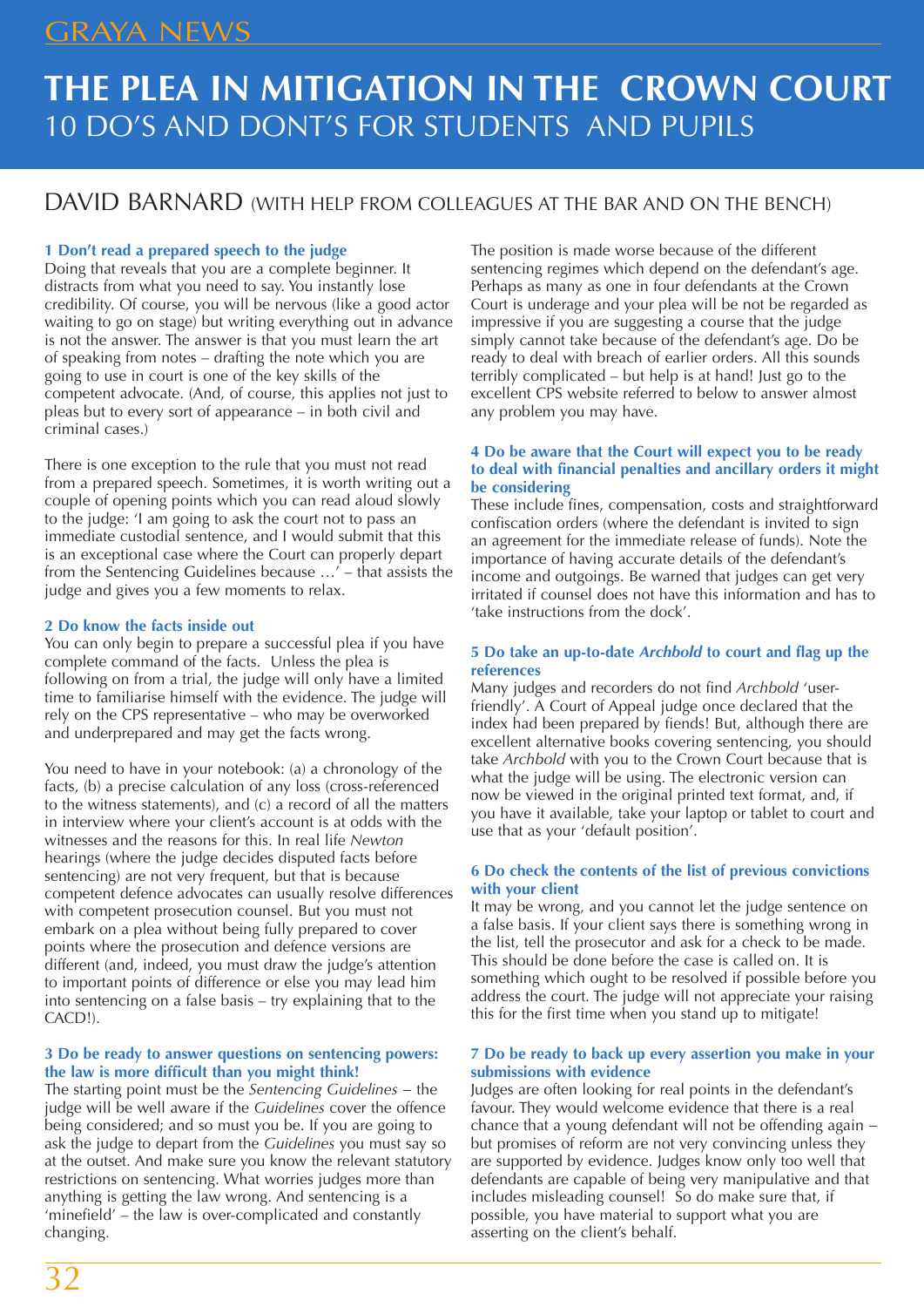GRAYA NEWS

# THE PLEA IN MITIGATION IN THE CROWN COURT

## 10 DO'S AND DONT'S FOR STUDENTS AND PUPILS

DAVID BARNARD (WITH HELP FROM COLLEAGUES AT THE BAR AND ON THE BENCH)

### 1 Don't read a prepared speech to the judge

Doing that reveals that you are a complete beginner. It distracts from what you need to say. You instantly lose credibility. Of course, you will be nervous (like a good actor waiting to go on stage) but writing everything out in advance is not the answer. The answer is that you must learn the art of speaking from notes – drafting the note which you are going to use in court is one of the key skills of the competent advocate. (And, of course, this applies not just to pleas but to every sort of appearance – in both civil and criminal cases.)

There is one exception to the rule that you must not read from a prepared speech. Sometimes, it is worth writing out a couple of opening points which you can read aloud slowly to the judge: 'I am going to ask the court not to pass an immediate custodial sentence, and I would submit that this is an exceptional case where the Court can properly depart from the Sentencing Guidelines because …' – that assists the judge and gives you a few moments to relax.

### 2 Do know the facts inside out

You can only begin to prepare a successful plea if you have complete command of the facts. Unless the plea is following on from a trial, the judge will only have a limited time to familiarise himself with the evidence. The judge will rely on the CPS representative – who may be overworked and underprepared and may get the facts wrong.

You need to have in your notebook: (a) a chronology of the facts, (b) a precise calculation of any loss (cross-referenced to the witness statements), and (c) a record of all the matters in interview where your client's account is at odds with the witnesses and the reasons for this. In real life *Newton* hearings (where the judge decides disputed facts before sentencing) are not very frequent, but that is because competent defence advocates can usually resolve differences with competent prosecution counsel. But you must not embark on a plea without being fully prepared to cover points where the prosecution and defence versions are different (and, indeed, you must draw the judge's attention to important points of difference or else you may lead him into sentencing on a false basis – try explaining that to the CACD!).

### 3 Do be ready to answer questions on sentencing powers: the law is more difficult than you might think!

The starting point must be the *Sentencing Guidelines* – the judge will be well aware if the *Guidelines* cover the offence being considered; and so must you be. If you are going to ask the judge to depart from the *Guidelines* you must say so at the outset. And make sure you know the relevant statutory restrictions on sentencing. What worries judges more than anything is getting the law wrong. And sentencing is a 'minefield' – the law is over-complicated and constantly changing.

The position is made worse because of the different sentencing regimes which depend on the defendant's age. Perhaps as many as one in four defendants at the Crown Court is underage and your plea will be not be regarded as impressive if you are suggesting a course that the judge simply cannot take because of the defendant's age. Do be ready to deal with breach of earlier orders. All this sounds terribly complicated – but help is at hand! Just go to the excellent CPS website referred to below to answer almost any problem you may have.

### 4 Do be aware that the Court will expect you to be ready to deal with financial penalties and ancillary orders it might be considering

These include fines, compensation, costs and straightforward confiscation orders (where the defendant is invited to sign an agreement for the immediate release of funds). Note the importance of having accurate details of the defendant's income and outgoings. Be warned that judges can get very irritated if counsel does not have this information and has to 'take instructions from the dock'.

### 5 Do take an up-to-date *Archbold* to court and flag up the references

Many judges and recorders do not find *Archbold* 'user-friendly'. A Court of Appeal judge once declared that the index had been prepared by fiends! But, although there are excellent alternative books covering sentencing, you should take *Archbold* with you to the Crown Court because that is what the judge will be using. The electronic version can now be viewed in the original printed text format, and, if you have it available, take your laptop or tablet to court and use that as your 'default position'.

### 6 Do check the contents of the list of previous convictions with your client

It may be wrong, and you cannot let the judge sentence on a false basis. If your client says there is something wrong in the list, tell the prosecutor and ask for a check to be made. This should be done before the case is called on. It is something which ought to be resolved if possible before you address the court. The judge will not appreciate your raising this for the first time when you stand up to mitigate!

### 7 Do be ready to back up every assertion you make in your submissions with evidence

Judges are often looking for real points in the defendant's favour. They would welcome evidence that there is a real chance that a young defendant will not be offending again – but promises of reform are not very convincing unless they are supported by evidence. Judges know only too well that defendants are capable of being very manipulative and that includes misleading counsel! So do make sure that, if possible, you have material to support what you are asserting on the client's behalf.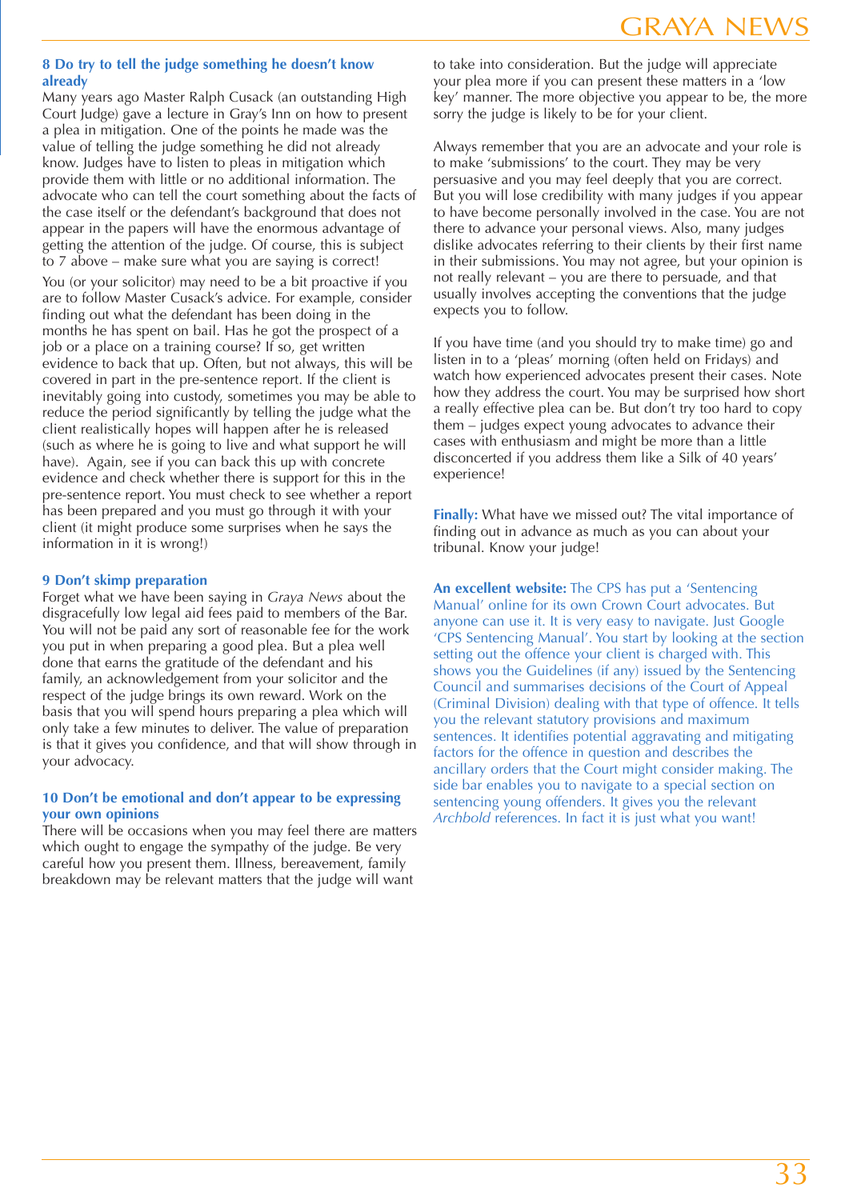### 8 Do try to tell the judge something he doesn't know already

Many years ago Master Ralph Cusack (an outstanding High Court Judge) gave a lecture in Gray's Inn on how to present a plea in mitigation. One of the points he made was the value of telling the judge something he did not already know. Judges have to listen to pleas in mitigation which provide them with little or no additional information. The advocate who can tell the court something about the facts of the case itself or the defendant's background that does not appear in the papers will have the enormous advantage of getting the attention of the judge. Of course, this is subject to 7 above – make sure what you are saying is correct!

You (or your solicitor) may need to be a bit proactive if you are to follow Master Cusack's advice. For example, consider finding out what the defendant has been doing in the months he has spent on bail. Has he got the prospect of a job or a place on a training course? If so, get written evidence to back that up. Often, but not always, this will be covered in part in the pre-sentence report. If the client is inevitably going into custody, sometimes you may be able to reduce the period significantly by telling the judge what the client realistically hopes will happen after he is released (such as where he is going to live and what support he will have). Again, see if you can back this up with concrete evidence and check whether there is support for this in the pre-sentence report. You must check to see whether a report has been prepared and you must go through it with your client (it might produce some surprises when he says the information in it is wrong!)

### 9 Don't skimp preparation

Forget what we have been saying in *Graya News* about the disgracefully low legal aid fees paid to members of the Bar. You will not be paid any sort of reasonable fee for the work you put in when preparing a good plea. But a plea well done that earns the gratitude of the defendant and his family, an acknowledgement from your solicitor and the respect of the judge brings its own reward. Work on the basis that you will spend hours preparing a plea which will only take a few minutes to deliver. The value of preparation is that it gives you confidence, and that will show through in your advocacy.

### 10 Don't be emotional and don't appear to be expressing your own opinions

There will be occasions when you may feel there are matters which ought to engage the sympathy of the judge. Be very careful how you present them. Illness, bereavement, family breakdown may be relevant matters that the judge will want to take into consideration. But the judge will appreciate your plea more if you can present these matters in a 'low key' manner. The more objective you appear to be, the more sorry the judge is likely to be for your client.

Always remember that you are an advocate and your role is to make 'submissions' to the court. They may be very persuasive and you may feel deeply that you are correct. But you will lose credibility with many judges if you appear to have become personally involved in the case. You are not there to advance your personal views. Also, many judges dislike advocates referring to their clients by their first name in their submissions. You may not agree, but your opinion is not really relevant – you are there to persuade, and that usually involves accepting the conventions that the judge expects you to follow.

If you have time (and you should try to make time) go and listen in to a 'pleas' morning (often held on Fridays) and watch how experienced advocates present their cases. Note how they address the court. You may be surprised how short a really effective plea can be. But don't try too hard to copy them – judges expect young advocates to advance their cases with enthusiasm and might be more than a little disconcerted if you address them like a Silk of 40 years' experience!

**Finally:** What have we missed out? The vital importance of finding out in advance as much as you can about your tribunal. Know your judge!

**An excellent website:** The CPS has put a 'Sentencing Manual' online for its own Crown Court advocates. But anyone can use it. It is very easy to navigate. Just Google 'CPS Sentencing Manual'. You start by looking at the section setting out the offence your client is charged with. This shows you the Guidelines (if any) issued by the Sentencing Council and summarises decisions of the Court of Appeal (Criminal Division) dealing with that type of offence. It tells you the relevant statutory provisions and maximum sentences. It identifies potential aggravating and mitigating factors for the offence in question and describes the ancillary orders that the Court might consider making. The side bar enables you to navigate to a special section on sentencing young offenders. It gives you the relevant *Archbold* references. In fact it is just what you want!